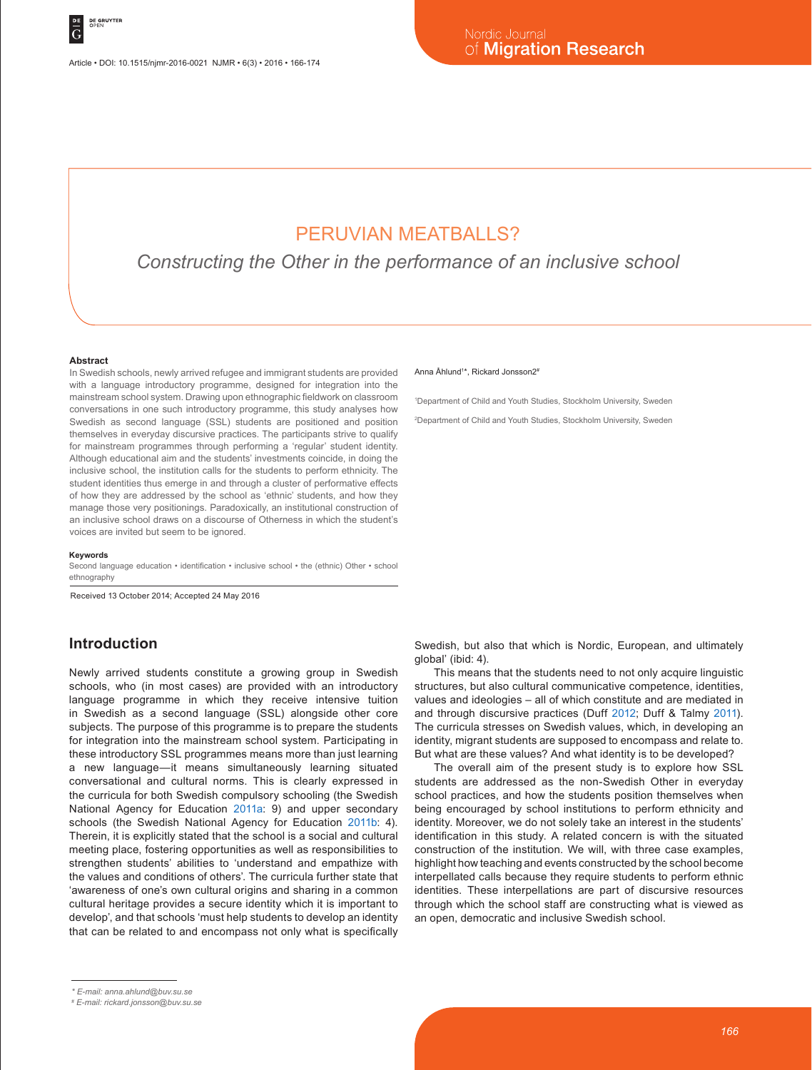# PERUVIAN MEATBALLS?

## *Constructing the Other in the performance of an inclusive school*

Anna Åhlund[1*], Rickard Jonsson2[#]

[1]Department of Child and Youth Studies, Stockholm University, Sweden

[2]Department of Child and Youth Studies, Stockholm University, Sweden

**Abstract**

In Swedish schools, newly arrived refugee and immigrant students are provided with a language introductory programme, designed for integration into the mainstream school system. Drawing upon ethnographic fieldwork on classroom conversations in one such introductory programme, this study analyses how Swedish as second language (SSL) students are positioned and position themselves in everyday discursive practices. The participants strive to qualify for mainstream programmes through performing a 'regular' student identity. Although educational aim and the students' investments coincide, in doing the inclusive school, the institution calls for the students to perform ethnicity. The student identities thus emerge in and through a cluster of performative effects of how they are addressed by the school as 'ethnic' students, and how they manage those very positionings. Paradoxically, an institutional construction of an inclusive school draws on a discourse of Otherness in which the student's voices are invited but seem to be ignored.

**Keywords**

Second language education • identification • inclusive school • the (ethnic) Other • school ethnography

Received 13 October 2014; Accepted 24 May 2016

## Introduction

Newly arrived students constitute a growing group in Swedish schools, who (in most cases) are provided with an introductory language programme in which they receive intensive tuition in Swedish as a second language (SSL) alongside other core subjects. The purpose of this programme is to prepare the students for integration into the mainstream school system. Participating in these introductory SSL programmes means more than just learning a new language—it means simultaneously learning situated conversational and cultural norms. This is clearly expressed in the curricula for both Swedish compulsory schooling (the Swedish National Agency for Education 2011a: 9) and upper secondary schools (the Swedish National Agency for Education 2011b: 4). Therein, it is explicitly stated that the school is a social and cultural meeting place, fostering opportunities as well as responsibilities to strengthen students' abilities to 'understand and empathize with the values and conditions of others'. The curricula further state that 'awareness of one's own cultural origins and sharing in a common cultural heritage provides a secure identity which it is important to develop', and that schools 'must help students to develop an identity that can be related to and encompass not only what is specifically Swedish, but also that which is Nordic, European, and ultimately global' (ibid: 4).

This means that the students need to not only acquire linguistic structures, but also cultural communicative competence, identities, values and ideologies – all of which constitute and are mediated in and through discursive practices (Duff 2012; Duff & Talmy 2011). The curricula stresses on Swedish values, which, in developing an identity, migrant students are supposed to encompass and relate to. But what are these values? And what identity is to be developed?

The overall aim of the present study is to explore how SSL students are addressed as the non-Swedish Other in everyday school practices, and how the students position themselves when being encouraged by school institutions to perform ethnicity. Moreover, we do not solely take an interest in the students' identification in this study. A related concern is with the situated construction of the institution. We will, with three case examples, highlight how teaching and events constructed by the school become interpellated calls because they require students to perform ethnic identities. These interpellations are part of discursive resources through which the school staff are constructing what is viewed as an open, democratic and inclusive Swedish school.

* E-mail: anna.ahlund@buv.su.se

[#] E-mail: rickard.jonsson@buv.su.se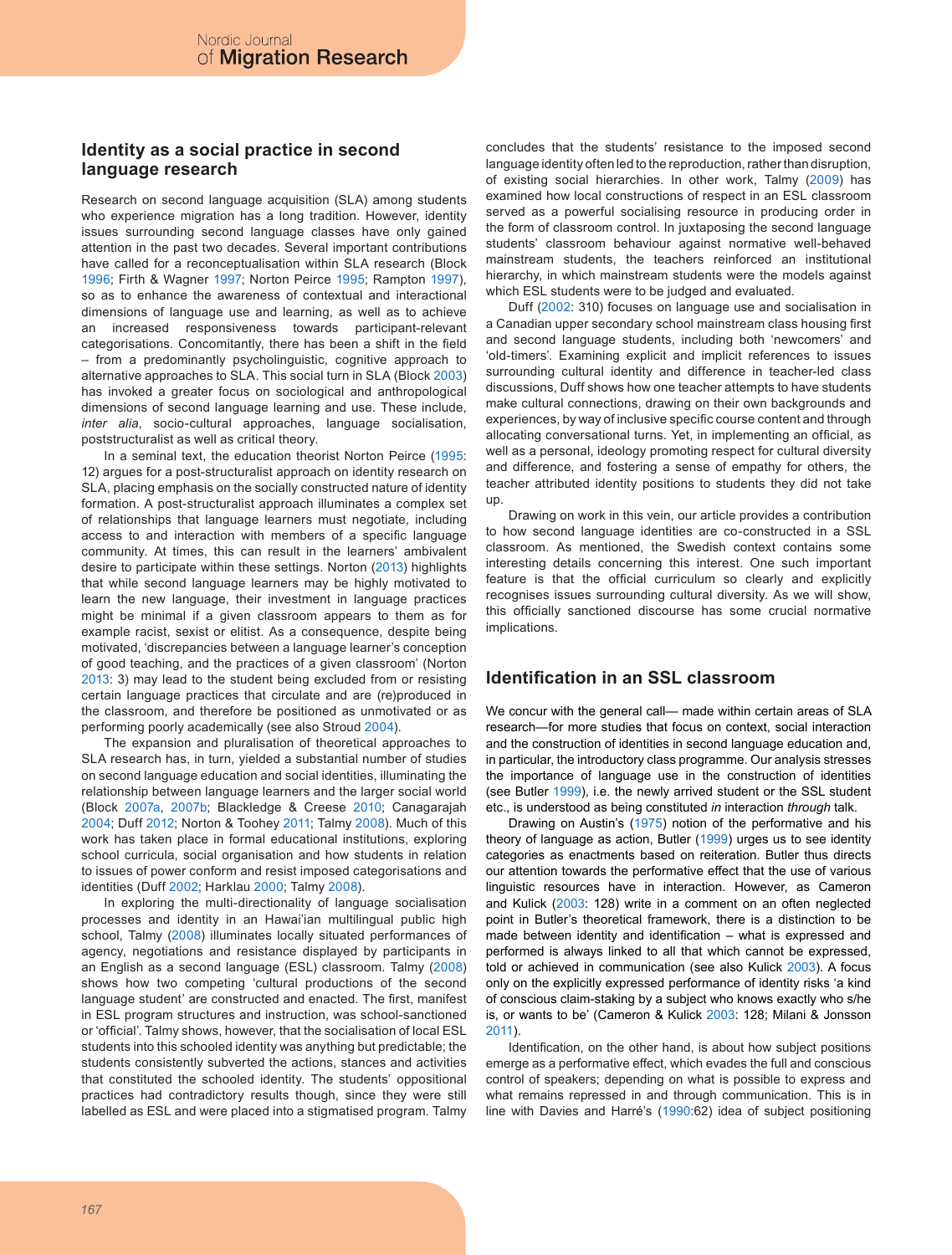## Identity as a social practice in second language research

Research on second language acquisition (SLA) among students who experience migration has a long tradition. However, identity issues surrounding second language classes have only gained attention in the past two decades. Several important contributions have called for a reconceptualisation within SLA research (Block 1996; Firth & Wagner 1997; Norton Peirce 1995; Rampton 1997), so as to enhance the awareness of contextual and interactional dimensions of language use and learning, as well as to achieve an increased responsiveness towards participant-relevant categorisations. Concomitantly, there has been a shift in the field – from a predominantly psycholinguistic, cognitive approach to alternative approaches to SLA. This social turn in SLA (Block 2003) has invoked a greater focus on sociological and anthropological dimensions of second language learning and use. These include, *inter alia*, socio-cultural approaches, language socialisation, poststructuralist as well as critical theory.

In a seminal text, the education theorist Norton Peirce (1995: 12) argues for a post-structuralist approach on identity research on SLA, placing emphasis on the socially constructed nature of identity formation. A post-structuralist approach illuminates a complex set of relationships that language learners must negotiate, including access to and interaction with members of a specific language community. At times, this can result in the learners' ambivalent desire to participate within these settings. Norton (2013) highlights that while second language learners may be highly motivated to learn the new language, their investment in language practices might be minimal if a given classroom appears to them as for example racist, sexist or elitist. As a consequence, despite being motivated, 'discrepancies between a language learner's conception of good teaching, and the practices of a given classroom' (Norton 2013: 3) may lead to the student being excluded from or resisting certain language practices that circulate and are (re)produced in the classroom, and therefore be positioned as unmotivated or as performing poorly academically (see also Stroud 2004).

The expansion and pluralisation of theoretical approaches to SLA research has, in turn, yielded a substantial number of studies on second language education and social identities, illuminating the relationship between language learners and the larger social world (Block 2007a, 2007b; Blackledge & Creese 2010; Canagarajah 2004; Duff 2012; Norton & Toohey 2011; Talmy 2008). Much of this work has taken place in formal educational institutions, exploring school curricula, social organisation and how students in relation to issues of power conform and resist imposed categorisations and identities (Duff 2002; Harklau 2000; Talmy 2008).

In exploring the multi-directionality of language socialisation processes and identity in an Hawai'ian multilingual public high school, Talmy (2008) illuminates locally situated performances of agency, negotiations and resistance displayed by participants in an English as a second language (ESL) classroom. Talmy (2008) shows how two competing 'cultural productions of the second language student' are constructed and enacted. The first, manifest in ESL program structures and instruction, was school-sanctioned or 'official'. Talmy shows, however, that the socialisation of local ESL students into this schooled identity was anything but predictable; the students consistently subverted the actions, stances and activities that constituted the schooled identity. The students' oppositional practices had contradictory results though, since they were still labelled as ESL and were placed into a stigmatised program. Talmy concludes that the students' resistance to the imposed second language identity often led to the reproduction, rather than disruption, of existing social hierarchies. In other work, Talmy (2009) has examined how local constructions of respect in an ESL classroom served as a powerful socialising resource in producing order in the form of classroom control. In juxtaposing the second language students' classroom behaviour against normative well-behaved mainstream students, the teachers reinforced an institutional hierarchy, in which mainstream students were the models against which ESL students were to be judged and evaluated.

Duff (2002: 310) focuses on language use and socialisation in a Canadian upper secondary school mainstream class housing first and second language students, including both 'newcomers' and 'old-timers'. Examining explicit and implicit references to issues surrounding cultural identity and difference in teacher-led class discussions, Duff shows how one teacher attempts to have students make cultural connections, drawing on their own backgrounds and experiences, by way of inclusive specific course content and through allocating conversational turns. Yet, in implementing an official, as well as a personal, ideology promoting respect for cultural diversity and difference, and fostering a sense of empathy for others, the teacher attributed identity positions to students they did not take up.

Drawing on work in this vein, our article provides a contribution to how second language identities are co-constructed in a SSL classroom. As mentioned, the Swedish context contains some interesting details concerning this interest. One such important feature is that the official curriculum so clearly and explicitly recognises issues surrounding cultural diversity. As we will show, this officially sanctioned discourse has some crucial normative implications.

## Identification in an SSL classroom

We concur with the general call— made within certain areas of SLA research—for more studies that focus on context, social interaction and the construction of identities in second language education and, in particular, the introductory class programme. Our analysis stresses the importance of language use in the construction of identities (see Butler 1999), i.e. the newly arrived student or the SSL student etc., is understood as being constituted *in* interaction *through* talk.

Drawing on Austin's (1975) notion of the performative and his theory of language as action, Butler (1999) urges us to see identity categories as enactments based on reiteration. Butler thus directs our attention towards the performative effect that the use of various linguistic resources have in interaction. However, as Cameron and Kulick (2003: 128) write in a comment on an often neglected point in Butler's theoretical framework, there is a distinction to be made between identity and identification – what is expressed and performed is always linked to all that which cannot be expressed, told or achieved in communication (see also Kulick 2003). A focus only on the explicitly expressed performance of identity risks 'a kind of conscious claim-staking by a subject who knows exactly who s/he is, or wants to be' (Cameron & Kulick 2003: 128; Milani & Jonsson 2011).

Identification, on the other hand, is about how subject positions emerge as a performative effect, which evades the full and conscious control of speakers; depending on what is possible to express and what remains repressed in and through communication. This is in line with Davies and Harré's (1990:62) idea of subject positioning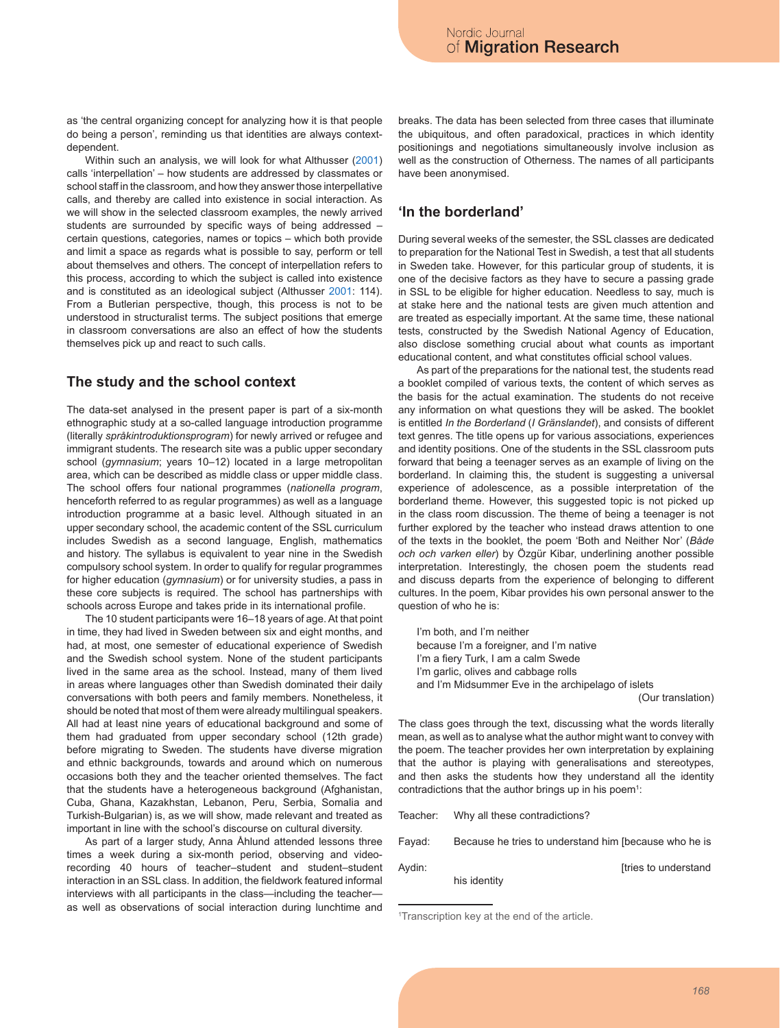as 'the central organizing concept for analyzing how it is that people do being a person', reminding us that identities are always context-dependent.

Within such an analysis, we will look for what Althusser (2001) calls 'interpellation' – how students are addressed by classmates or school staff in the classroom, and how they answer those interpellative calls, and thereby are called into existence in social interaction. As we will show in the selected classroom examples, the newly arrived students are surrounded by specific ways of being addressed – certain questions, categories, names or topics – which both provide and limit a space as regards what is possible to say, perform or tell about themselves and others. The concept of interpellation refers to this process, according to which the subject is called into existence and is constituted as an ideological subject (Althusser 2001: 114). From a Butlerian perspective, though, this process is not to be understood in structuralist terms. The subject positions that emerge in classroom conversations are also an effect of how the students themselves pick up and react to such calls.

## The study and the school context

The data-set analysed in the present paper is part of a six-month ethnographic study at a so-called language introduction programme (literally *språkintroduktionsprogram*) for newly arrived or refugee and immigrant students. The research site was a public upper secondary school (*gymnasium*; years 10–12) located in a large metropolitan area, which can be described as middle class or upper middle class. The school offers four national programmes (*nationella program*, henceforth referred to as regular programmes) as well as a language introduction programme at a basic level. Although situated in an upper secondary school, the academic content of the SSL curriculum includes Swedish as a second language, English, mathematics and history. The syllabus is equivalent to year nine in the Swedish compulsory school system. In order to qualify for regular programmes for higher education (*gymnasium*) or for university studies, a pass in these core subjects is required. The school has partnerships with schools across Europe and takes pride in its international profile.

The 10 student participants were 16–18 years of age. At that point in time, they had lived in Sweden between six and eight months, and had, at most, one semester of educational experience of Swedish and the Swedish school system. None of the student participants lived in the same area as the school. Instead, many of them lived in areas where languages other than Swedish dominated their daily conversations with both peers and family members. Nonetheless, it should be noted that most of them were already multilingual speakers. All had at least nine years of educational background and some of them had graduated from upper secondary school (12th grade) before migrating to Sweden. The students have diverse migration and ethnic backgrounds, towards and around which on numerous occasions both they and the teacher oriented themselves. The fact that the students have a heterogeneous background (Afghanistan, Cuba, Ghana, Kazakhstan, Lebanon, Peru, Serbia, Somalia and Turkish-Bulgarian) is, as we will show, made relevant and treated as important in line with the school's discourse on cultural diversity.

As part of a larger study, Anna Åhlund attended lessons three times a week during a six-month period, observing and video-recording 40 hours of teacher–student and student–student interaction in an SSL class. In addition, the fieldwork featured informal interviews with all participants in the class—including the teacher—as well as observations of social interaction during lunchtime and breaks. The data has been selected from three cases that illuminate the ubiquitous, and often paradoxical, practices in which identity positionings and negotiations simultaneously involve inclusion as well as the construction of Otherness. The names of all participants have been anonymised.

## 'In the borderland'

During several weeks of the semester, the SSL classes are dedicated to preparation for the National Test in Swedish, a test that all students in Sweden take. However, for this particular group of students, it is one of the decisive factors as they have to secure a passing grade in SSL to be eligible for higher education. Needless to say, much is at stake here and the national tests are given much attention and are treated as especially important. At the same time, these national tests, constructed by the Swedish National Agency of Education, also disclose something crucial about what counts as important educational content, and what constitutes official school values.

As part of the preparations for the national test, the students read a booklet compiled of various texts, the content of which serves as the basis for the actual examination. The students do not receive any information on what questions they will be asked. The booklet is entitled *In the Borderland* (*I Gränslandet*), and consists of different text genres. The title opens up for various associations, experiences and identity positions. One of the students in the SSL classroom puts forward that being a teenager serves as an example of living on the borderland. In claiming this, the student is suggesting a universal experience of adolescence, as a possible interpretation of the borderland theme. However, this suggested topic is not picked up in the class room discussion. The theme of being a teenager is not further explored by the teacher who instead draws attention to one of the texts in the booklet, the poem 'Both and Neither Nor' (*Både och och varken eller*) by Özgür Kibar, underlining another possible interpretation. Interestingly, the chosen poem the students read and discuss departs from the experience of belonging to different cultures. In the poem, Kibar provides his own personal answer to the question of who he is:

> I'm both, and I'm neither
> because I'm a foreigner, and I'm native
> I'm a fiery Turk, I am a calm Swede
> I'm garlic, olives and cabbage rolls
> and I'm Midsummer Eve in the archipelago of islets
>
> (Our translation)

The class goes through the text, discussing what the words literally mean, as well as to analyse what the author might want to convey with the poem. The teacher provides her own interpretation by explaining that the author is playing with generalisations and stereotypes, and then asks the students how they understand all the identity contradictions that the author brings up in his poem[1]:

Teacher: Why all these contradictions?

Fayad: Because he tries to understand him [because who he is

Aydin: [tries to understand his identity

[1]Transcription key at the end of the article.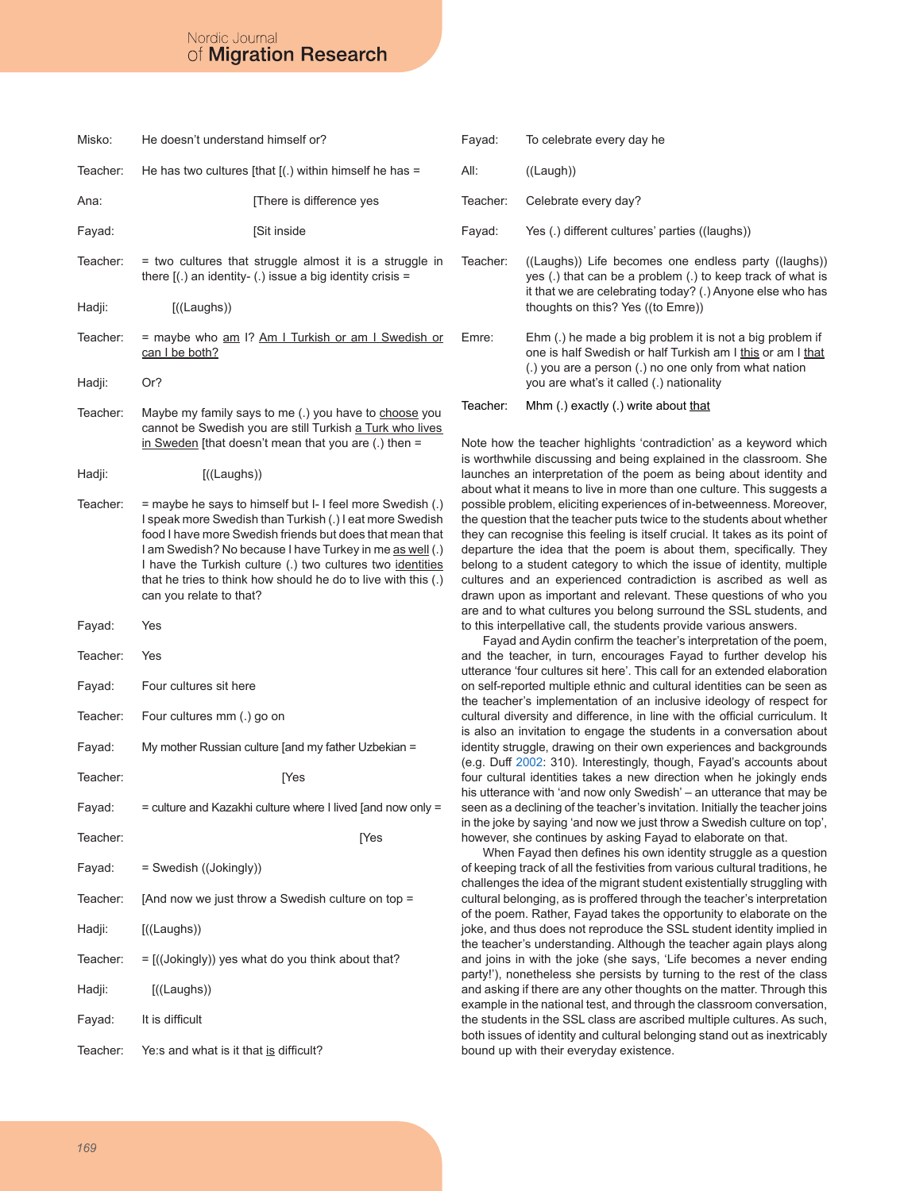Misko: He doesn't understand himself or?

Teacher: He has two cultures [that [(.) within himself he has =

Ana: [There is difference yes

Fayad: [Sit inside

Teacher: = two cultures that struggle almost it is a struggle in there [(.) an identity- (.) issue a big identity crisis =

Hadji: [((Laughs))

Teacher: = maybe who am I? Am I Turkish or am I Swedish or can I be both?

Hadji: Or?

Teacher: Maybe my family says to me (.) you have to choose you cannot be Swedish you are still Turkish a Turk who lives in Sweden [that doesn't mean that you are (.) then =

Hadji: [((Laughs))

Teacher: = maybe he says to himself but I- I feel more Swedish (.) I speak more Swedish than Turkish (.) I eat more Swedish food I have more Swedish friends but does that mean that I am Swedish? No because I have Turkey in me as well (.) I have the Turkish culture (.) two cultures two identities that he tries to think how should he do to live with this (.) can you relate to that?

Fayad: Yes

Teacher: Yes

Fayad: Four cultures sit here

Teacher: Four cultures mm (.) go on

Fayad: My mother Russian culture [and my father Uzbekian =

Teacher: [Yes

Fayad: = culture and Kazakhi culture where I lived [and now only =

Teacher: [Yes

Fayad: = Swedish ((Jokingly))

Teacher: [And now we just throw a Swedish culture on top =

Hadji: [((Laughs))

Teacher: = [((Jokingly)) yes what do you think about that?

Hadji: [((Laughs))

Fayad: It is difficult

Teacher: Ye:s and what is it that is difficult?

Fayad: To celebrate every day he

All: ((Laugh))

Teacher: Celebrate every day?

Fayad: Yes (.) different cultures' parties ((laughs))

Teacher: ((Laughs)) Life becomes one endless party ((laughs)) yes (.) that can be a problem (.) to keep track of what is it that we are celebrating today? (.) Anyone else who has thoughts on this? Yes ((to Emre))

Emre: Ehm (.) he made a big problem it is not a big problem if one is half Swedish or half Turkish am I this or am I that (.) you are a person (.) no one only from what nation you are what's it called (.) nationality

Teacher: Mhm (.) exactly (.) write about that

Note how the teacher highlights 'contradiction' as a keyword which is worthwhile discussing and being explained in the classroom. She launches an interpretation of the poem as being about identity and about what it means to live in more than one culture. This suggests a possible problem, eliciting experiences of in-betweenness. Moreover, the question that the teacher puts twice to the students about whether they can recognise this feeling is itself crucial. It takes as its point of departure the idea that the poem is about them, specifically. They belong to a student category to which the issue of identity, multiple cultures and an experienced contradiction is ascribed as well as drawn upon as important and relevant. These questions of who you are and to what cultures you belong surround the SSL students, and to this interpellative call, the students provide various answers.

Fayad and Aydin confirm the teacher's interpretation of the poem, and the teacher, in turn, encourages Fayad to further develop his utterance 'four cultures sit here'. This call for an extended elaboration on self-reported multiple ethnic and cultural identities can be seen as the teacher's implementation of an inclusive ideology of respect for cultural diversity and difference, in line with the official curriculum. It is also an invitation to engage the students in a conversation about identity struggle, drawing on their own experiences and backgrounds (e.g. Duff 2002: 310). Interestingly, though, Fayad's accounts about four cultural identities takes a new direction when he jokingly ends his utterance with 'and now only Swedish' – an utterance that may be seen as a declining of the teacher's invitation. Initially the teacher joins in the joke by saying 'and now we just throw a Swedish culture on top', however, she continues by asking Fayad to elaborate on that.

When Fayad then defines his own identity struggle as a question of keeping track of all the festivities from various cultural traditions, he challenges the idea of the migrant student existentially struggling with cultural belonging, as is proffered through the teacher's interpretation of the poem. Rather, Fayad takes the opportunity to elaborate on the joke, and thus does not reproduce the SSL student identity implied in the teacher's understanding. Although the teacher again plays along and joins in with the joke (she says, 'Life becomes a never ending party!'), nonetheless she persists by turning to the rest of the class and asking if there are any other thoughts on the matter. Through this example in the national test, and through the classroom conversation, the students in the SSL class are ascribed multiple cultures. As such, both issues of identity and cultural belonging stand out as inextricably bound up with their everyday existence.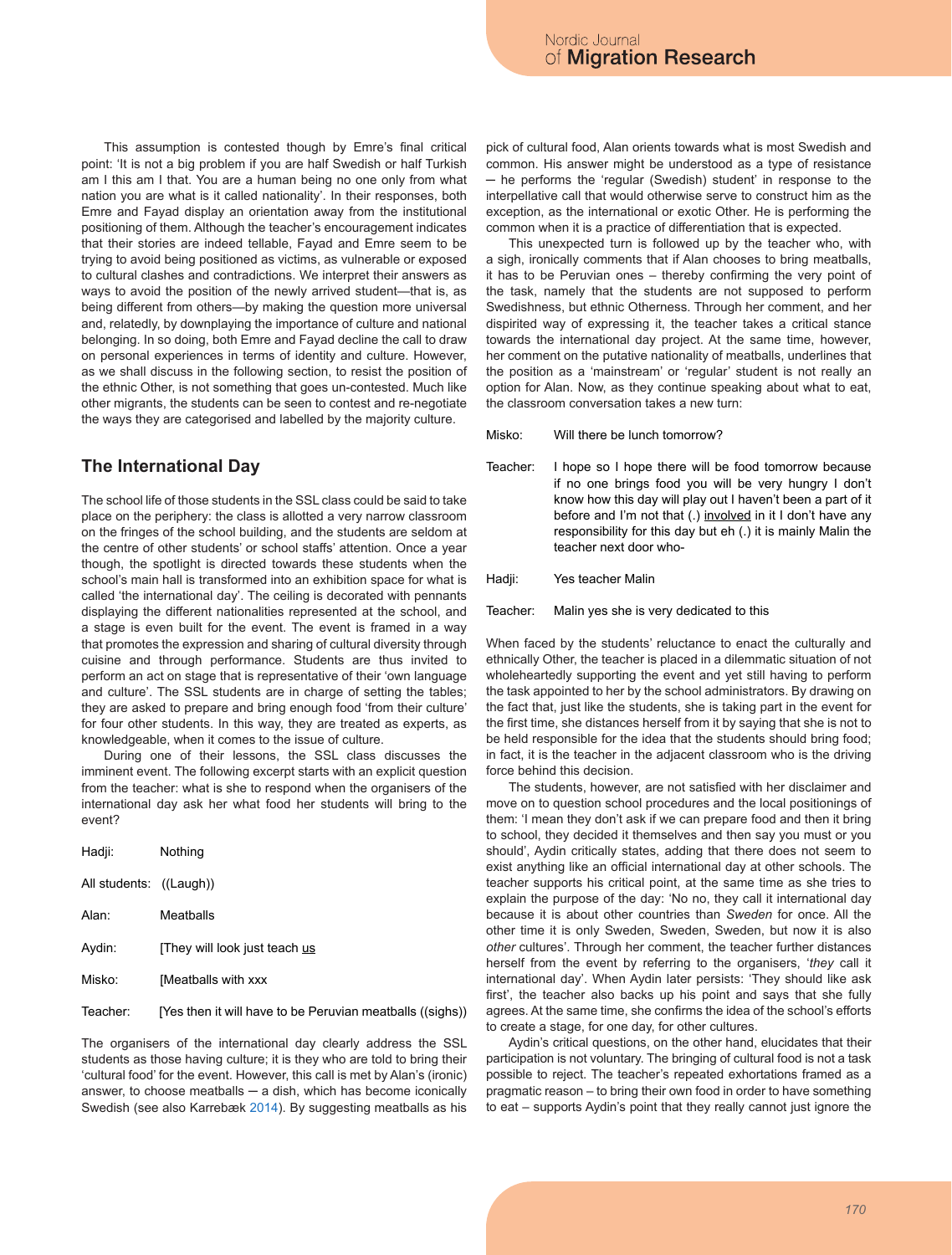This assumption is contested though by Emre's final critical point: 'It is not a big problem if you are half Swedish or half Turkish am I this am I that. You are a human being no one only from what nation you are what is it called nationality'. In their responses, both Emre and Fayad display an orientation away from the institutional positioning of them. Although the teacher's encouragement indicates that their stories are indeed tellable, Fayad and Emre seem to be trying to avoid being positioned as victims, as vulnerable or exposed to cultural clashes and contradictions. We interpret their answers as ways to avoid the position of the newly arrived student—that is, as being different from others—by making the question more universal and, relatedly, by downplaying the importance of culture and national belonging. In so doing, both Emre and Fayad decline the call to draw on personal experiences in terms of identity and culture. However, as we shall discuss in the following section, to resist the position of the ethnic Other, is not something that goes un-contested. Much like other migrants, the students can be seen to contest and re-negotiate the ways they are categorised and labelled by the majority culture.

## The International Day

The school life of those students in the SSL class could be said to take place on the periphery: the class is allotted a very narrow classroom on the fringes of the school building, and the students are seldom at the centre of other students' or school staffs' attention. Once a year though, the spotlight is directed towards these students when the school's main hall is transformed into an exhibition space for what is called 'the international day'. The ceiling is decorated with pennants displaying the different nationalities represented at the school, and a stage is even built for the event. The event is framed in a way that promotes the expression and sharing of cultural diversity through cuisine and through performance. Students are thus invited to perform an act on stage that is representative of their 'own language and culture'. The SSL students are in charge of setting the tables; they are asked to prepare and bring enough food 'from their culture' for four other students. In this way, they are treated as experts, as knowledgeable, when it comes to the issue of culture.

During one of their lessons, the SSL class discusses the imminent event. The following excerpt starts with an explicit question from the teacher: what is she to respond when the organisers of the international day ask her what food her students will bring to the event?

Hadji: Nothing

All students: ((Laugh))

Alan: Meatballs

Aydin: [They will look just teach <u>us</u>

Misko: [Meatballs with xxx

Teacher: [Yes then it will have to be Peruvian meatballs ((sighs))

The organisers of the international day clearly address the SSL students as those having culture; it is they who are told to bring their 'cultural food' for the event. However, this call is met by Alan's (ironic) answer, to choose meatballs ─ a dish, which has become iconically Swedish (see also Karrebæk 2014). By suggesting meatballs as his pick of cultural food, Alan orients towards what is most Swedish and common. His answer might be understood as a type of resistance ─ he performs the 'regular (Swedish) student' in response to the interpellative call that would otherwise serve to construct him as the exception, as the international or exotic Other. He is performing the common when it is a practice of differentiation that is expected.

This unexpected turn is followed up by the teacher who, with a sigh, ironically comments that if Alan chooses to bring meatballs, it has to be Peruvian ones – thereby confirming the very point of the task, namely that the students are not supposed to perform Swedishness, but ethnic Otherness. Through her comment, and her dispirited way of expressing it, the teacher takes a critical stance towards the international day project. At the same time, however, her comment on the putative nationality of meatballs, underlines that the position as a 'mainstream' or 'regular' student is not really an option for Alan. Now, as they continue speaking about what to eat, the classroom conversation takes a new turn:

Misko: Will there be lunch tomorrow?

Teacher: I hope so I hope there will be food tomorrow because if no one brings food you will be very hungry I don't know how this day will play out I haven't been a part of it before and I'm not that (.) <u>involved</u> in it I don't have any responsibility for this day but eh (.) it is mainly Malin the teacher next door who-

Hadji: Yes teacher Malin

Teacher: Malin yes she is very dedicated to this

When faced by the students' reluctance to enact the culturally and ethnically Other, the teacher is placed in a dilemmatic situation of not wholeheartedly supporting the event and yet still having to perform the task appointed to her by the school administrators. By drawing on the fact that, just like the students, she is taking part in the event for the first time, she distances herself from it by saying that she is not to be held responsible for the idea that the students should bring food; in fact, it is the teacher in the adjacent classroom who is the driving force behind this decision.

The students, however, are not satisfied with her disclaimer and move on to question school procedures and the local positionings of them: 'I mean they don't ask if we can prepare food and then it bring to school, they decided it themselves and then say you must or you should', Aydin critically states, adding that there does not seem to exist anything like an official international day at other schools. The teacher supports his critical point, at the same time as she tries to explain the purpose of the day: 'No no, they call it international day because it is about other countries than *Sweden* for once. All the other time it is only Sweden, Sweden, Sweden, but now it is also *other* cultures'. Through her comment, the teacher further distances herself from the event by referring to the organisers, '*they* call it international day'. When Aydin later persists: 'They should like ask first', the teacher also backs up his point and says that she fully agrees. At the same time, she confirms the idea of the school's efforts to create a stage, for one day, for other cultures.

Aydin's critical questions, on the other hand, elucidates that their participation is not voluntary. The bringing of cultural food is not a task possible to reject. The teacher's repeated exhortations framed as a pragmatic reason – to bring their own food in order to have something to eat – supports Aydin's point that they really cannot just ignore the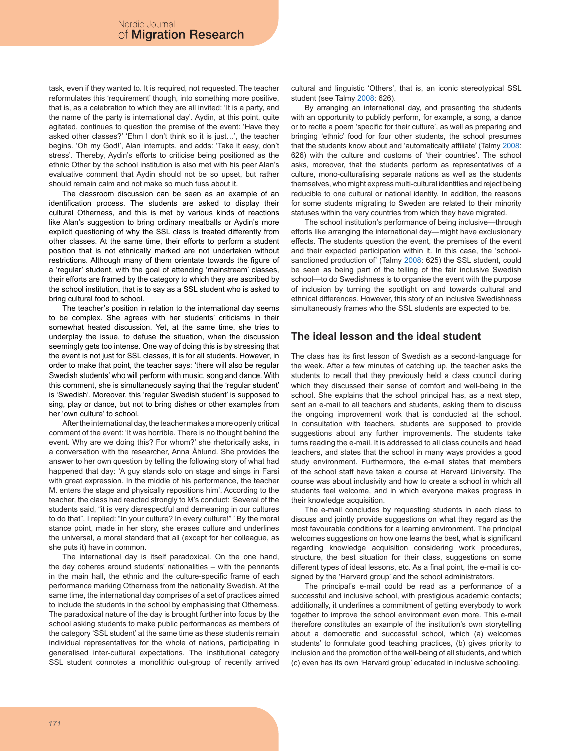task, even if they wanted to. It is required, not requested. The teacher reformulates this 'requirement' though, into something more positive, that is, as a celebration to which they are all invited: 'It is a party, and the name of the party is international day'. Aydin, at this point, quite agitated, continues to question the premise of the event: 'Have they asked other classes?' 'Ehm I don't think so it is just…', the teacher begins. 'Oh my God!', Alan interrupts, and adds: 'Take it easy, don't stress'. Thereby, Aydin's efforts to criticise being positioned as the ethnic Other by the school institution is also met with his peer Alan's evaluative comment that Aydin should not be so upset, but rather should remain calm and not make so much fuss about it.

The classroom discussion can be seen as an example of an identification process. The students are asked to display their cultural Otherness, and this is met by various kinds of reactions like Alan's suggestion to bring ordinary meatballs or Aydin's more explicit questioning of why the SSL class is treated differently from other classes. At the same time, their efforts to perform a student position that is not ethnically marked are not undertaken without restrictions. Although many of them orientate towards the figure of a 'regular' student, with the goal of attending 'mainstream' classes, their efforts are framed by the category to which they are ascribed by the school institution, that is to say as a SSL student who is asked to bring cultural food to school.

The teacher's position in relation to the international day seems to be complex. She agrees with her students' criticisms in their somewhat heated discussion. Yet, at the same time, she tries to underplay the issue, to defuse the situation, when the discussion seemingly gets too intense. One way of doing this is by stressing that the event is not just for SSL classes, it is for all students. However, in order to make that point, the teacher says: 'there will also be regular Swedish students' who will perform with music, song and dance. With this comment, she is simultaneously saying that the 'regular student' is 'Swedish'. Moreover, this 'regular Swedish student' is supposed to sing, play or dance, but not to bring dishes or other examples from her 'own culture' to school.

After the international day, the teacher makes a more openly critical comment of the event: 'It was horrible. There is no thought behind the event. Why are we doing this? For whom?' she rhetorically asks, in a conversation with the researcher, Anna Åhlund. She provides the answer to her own question by telling the following story of what had happened that day: 'A guy stands solo on stage and sings in Farsi with great expression. In the middle of his performance, the teacher M. enters the stage and physically repositions him'. According to the teacher, the class had reacted strongly to M's conduct: 'Several of the students said, "it is very disrespectful and demeaning in our cultures to do that". I replied: "In your culture? In every culture!" ' By the moral stance point, made in her story, she erases culture and underlines the universal, a moral standard that all (except for her colleague, as she puts it) have in common.

The international day is itself paradoxical. On the one hand, the day coheres around students' nationalities – with the pennants in the main hall, the ethnic and the culture-specific frame of each performance marking Otherness from the nationality Swedish. At the same time, the international day comprises of a set of practices aimed to include the students in the school by emphasising that Otherness. The paradoxical nature of the day is brought further into focus by the school asking students to make public performances as members of the category 'SSL student' at the same time as these students remain individual representatives for the whole of nations, participating in generalised inter-cultural expectations. The institutional category SSL student connotes a monolithic out-group of recently arrived cultural and linguistic 'Others', that is, an iconic stereotypical SSL student (see Talmy 2008: 626).

By arranging an international day, and presenting the students with an opportunity to publicly perform, for example, a song, a dance or to recite a poem 'specific for their culture', as well as preparing and bringing 'ethnic' food for four other students, the school presumes that the students know about and 'automatically affiliate' (Talmy 2008: 626) with the culture and customs of 'their countries'. The school asks, moreover, that the students perform as representatives of *a* culture, mono-culturalising separate nations as well as the students themselves, who might express multi-cultural identities and reject being reducible to one cultural or national identity. In addition, the reasons for some students migrating to Sweden are related to their minority statuses within the very countries from which they have migrated.

The school institution's performance of being inclusive—through efforts like arranging the international day—might have exclusionary effects. The students question the event, the premises of the event and their expected participation within it. In this case, the 'school-sanctioned production of' (Talmy 2008: 625) the SSL student, could be seen as being part of the telling of the fair inclusive Swedish school—to do Swedishness is to organise the event with the purpose of inclusion by turning the spotlight on and towards cultural and ethnical differences. However, this story of an inclusive Swedishness simultaneously frames who the SSL students are expected to be.

## The ideal lesson and the ideal student

The class has its first lesson of Swedish as a second-language for the week. After a few minutes of catching up, the teacher asks the students to recall that they previously held a class council during which they discussed their sense of comfort and well-being in the school. She explains that the school principal has, as a next step, sent an e-mail to all teachers and students, asking them to discuss the ongoing improvement work that is conducted at the school. In consultation with teachers, students are supposed to provide suggestions about any further improvements. The students take turns reading the e-mail. It is addressed to all class councils and head teachers, and states that the school in many ways provides a good study environment. Furthermore, the e-mail states that members of the school staff have taken a course at Harvard University. The course was about inclusivity and how to create a school in which all students feel welcome, and in which everyone makes progress in their knowledge acquisition.

The e-mail concludes by requesting students in each class to discuss and jointly provide suggestions on what they regard as the most favourable conditions for a learning environment. The principal welcomes suggestions on how one learns the best, what is significant regarding knowledge acquisition considering work procedures, structure, the best situation for their class, suggestions on some different types of ideal lessons, etc. As a final point, the e-mail is co-signed by the 'Harvard group' and the school administrators.

The principal's e-mail could be read as a performance of a successful and inclusive school, with prestigious academic contacts; additionally, it underlines a commitment of getting everybody to work together to improve the school environment even more. This e-mail therefore constitutes an example of the institution's own storytelling about a democratic and successful school, which (a) welcomes students' to formulate good teaching practices, (b) gives priority to inclusion and the promotion of the well-being of all students, and which (c) even has its own 'Harvard group' educated in inclusive schooling.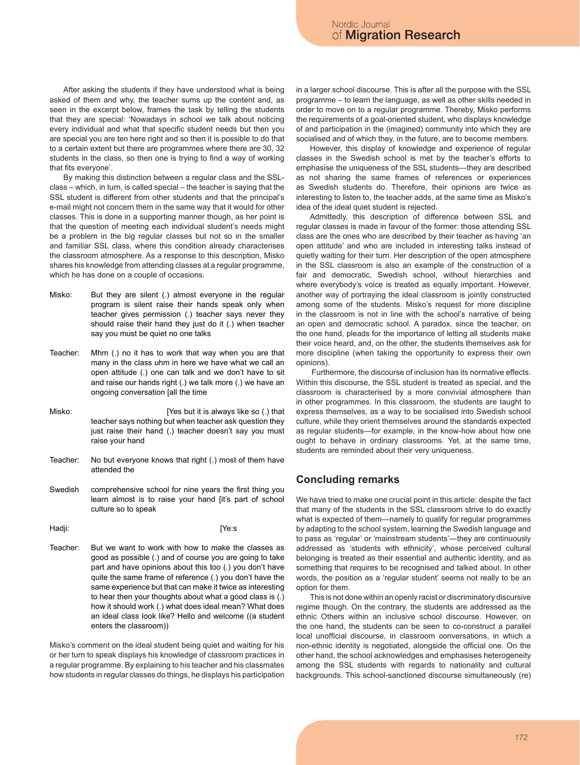After asking the students if they have understood what is being asked of them and why, the teacher sums up the content and, as seen in the excerpt below, frames the task by telling the students that they are special: 'Nowadays in school we talk about noticing every individual and what that specific student needs but then you are special you are ten here right and so then it is possible to do that to a certain extent but there are programmes where there are 30, 32 students in the class, so then one is trying to find a way of working that fits everyone'.

By making this distinction between a regular class and the SSL-class – which, in turn, is called special – the teacher is saying that the SSL student is different from other students and that the principal's e-mail might not concern them in the same way that it would for other classes. This is done in a supporting manner though, as her point is that the question of meeting each individual student's needs might be a problem in the big regular classes but not so in the smaller and familiar SSL class, where this condition already characterises the classroom atmosphere. As a response to this description, Misko shares his knowledge from attending classes at a regular programme, which he has done on a couple of occasions.

Misko: But they are silent (.) almost everyone in the regular program is silent raise their hands speak only when teacher gives permission (.) teacher says never they should raise their hand they just do it (.) when teacher say you must be quiet no one talks

Teacher: Mhm (.) no it has to work that way when you are that many in the class uhm in here we have what we call an open attitude (.) one can talk and we don't have to sit and raise our hands right (.) we talk more (.) we have an ongoing conversation [all the time

Misko: [Yes but it is always like so (.) that teacher says nothing but when teacher ask question they just raise their hand (.) teacher doesn't say you must raise your hand

Teacher: No but everyone knows that right (.) most of them have attended the Swedish comprehensive school for nine years the first thing you learn almost is to raise your hand [it's part of school culture so to speak

Hadji: [Ye:s

Teacher: But we want to work with how to make the classes as good as possible (.) and of course you are going to take part and have opinions about this too (.) you don't have quite the same frame of reference (.) you don't have the same experience but that can make it twice as interesting to hear then your thoughts about what a good class is (.) how it should work (.) what does ideal mean? What does an ideal class look like? Hello and welcome ((a student enters the classroom))

Misko's comment on the ideal student being quiet and waiting for his or her turn to speak displays his knowledge of classroom practices in a regular programme. By explaining to his teacher and his classmates how students in regular classes do things, he displays his participation in a larger school discourse. This is after all the purpose with the SSL programme – to learn the language, as well as other skills needed in order to move on to a regular programme. Thereby, Misko performs the requirements of a goal-oriented student, who displays knowledge of and participation in the (imagined) community into which they are socialised and of which they, in the future, are to become members.

However, this display of knowledge and experience of regular classes in the Swedish school is met by the teacher's efforts to emphasise the uniqueness of the SSL students—they are described as not sharing the same frames of references or experiences as Swedish students do. Therefore, their opinions are twice as interesting to listen to, the teacher adds, at the same time as Misko's idea of the ideal quiet student is rejected.

Admittedly, this description of difference between SSL and regular classes is made in favour of the former: those attending SSL class are the ones who are described by their teacher as having 'an open attitude' and who are included in interesting talks instead of quietly waiting for their turn. Her description of the open atmosphere in the SSL classroom is also an example of the construction of a fair and democratic, Swedish school, without hierarchies and where everybody's voice is treated as equally important. However, another way of portraying the ideal classroom is jointly constructed among some of the students. Misko's request for more discipline in the classroom is not in line with the school's narrative of being an open and democratic school. A paradox, since the teacher, on the one hand, pleads for the importance of letting all students make their voice heard, and, on the other, the students themselves ask for more discipline (when taking the opportunity to express their own opinions).

Furthermore, the discourse of inclusion has its normative effects. Within this discourse, the SSL student is treated as special, and the classroom is characterised by a more convivial atmosphere than in other programmes. In this classroom, the students are taught to express themselves, as a way to be socialised into Swedish school culture, while they orient themselves around the standards expected as regular students—for example, in the know-how about how one ought to behave in ordinary classrooms. Yet, at the same time, students are reminded about their very uniqueness.

## Concluding remarks

We have tried to make one crucial point in this article: despite the fact that many of the students in the SSL classroom strive to do exactly what is expected of them—namely to qualify for regular programmes by adapting to the school system, learning the Swedish language and to pass as 'regular' or 'mainstream students'—they are continuously addressed as 'students with ethnicity', whose perceived cultural belonging is treated as their essential and authentic identity, and as something that requires to be recognised and talked about. In other words, the position as a 'regular student' seems not really to be an option for them.

This is not done within an openly racist or discriminatory discursive regime though. On the contrary, the students are addressed as the ethnic Others within an inclusive school discourse. However, on the one hand, the students can be seen to co-construct a parallel local unofficial discourse, in classroom conversations, in which a non-ethnic identity is negotiated, alongside the official one. On the other hand, the school acknowledges and emphasises heterogeneity among the SSL students with regards to nationality and cultural backgrounds. This school-sanctioned discourse simultaneously (re)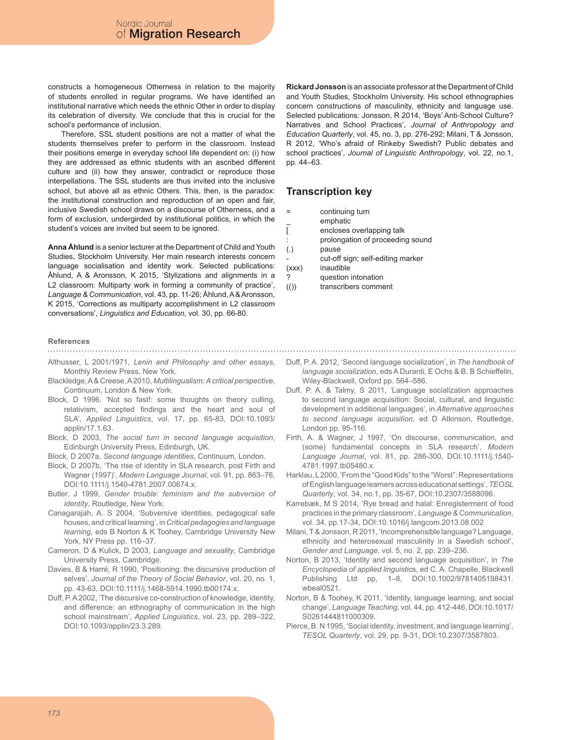constructs a homogeneous Otherness in relation to the majority of students enrolled in regular programs. We have identified an institutional narrative which needs the ethnic Other in order to display its celebration of diversity. We conclude that this is crucial for the school's performance of inclusion.

Therefore, SSL student positions are not a matter of what the students themselves prefer to perform in the classroom. Instead their positions emerge in everyday school life dependent on: (i) how they are addressed as ethnic students with an ascribed different culture and (ii) how they answer, contradict or reproduce those interpellations. The SSL students are thus invited into the inclusive school, but above all as ethnic Others. This, then, is the paradox: the institutional construction and reproduction of an open and fair, inclusive Swedish school draws on a discourse of Otherness, and a form of exclusion, undergirded by institutional politics, in which the student's voices are invited but seem to be ignored.

**Anna Åhlund** is a senior lecturer at the Department of Child and Youth Studies, Stockholm University. Her main research interests concern language socialisation and identity work. Selected publications: Åhlund, A & Aronsson, K 2015, 'Stylizations and alignments in a L2 classroom: Multiparty work in forming a community of practice', *Language & Communication*, vol. 43, pp. 11-26; Åhlund, A & Aronsson, K 2015, 'Corrections as multiparty accomplishment in L2 classroom conversations', *Linguistics and Education*, vol. 30, pp. 66-80.

**Rickard Jonsson** is an associate professor at the Department of Child and Youth Studies, Stockholm University. His school ethnographies concern constructions of masculinity, ethnicity and language use. Selected publications: Jonsson, R 2014, 'Boys' Anti-School Culture? Narratives and School Practices', *Journal of Anthropology and Education Quarterly*, vol. 45, no. 3, pp. 276-292; Milani, T & Jonsson, R 2012, 'Who's afraid of Rinkeby Swedish? Public debates and school practices', *Journal of Linguistic Anthropology*, vol. 22, no.1, pp. 44–63.

## Transcription key

| | |
|---|---|
| = | continuing turn |
| _ | emphatic |
| [ | encloses overlapping talk |
| : | prolongation of proceeding sound |
| (.) | pause |
| - | cut-off sign; self-editing marker |
| (xxx) | inaudible |
| ? | question intonation |
| (()) | transcribers comment |

## References

Althusser, L 2001/1971, *Lenin and Philosophy and other essays*, Monthly Review Press, New York.

Blackledge, A & Creese, A 2010, *Multilingualism: A critical perspective*, Continuum, London & New York.

Block, D 1996, 'Not so fast!: some thoughts on theory culling, relativism, accepted findings and the heart and soul of SLA', *Applied Linguistics*, vol. 17, pp. 65-83, DOI:10.1093/applin/17.1.63.

Block, D 2003, *The social turn in second language acquisition*, Edinburgh University Press, Edinburgh, UK.

Block, D 2007a, *Second language identities*, Continuum, London.

Block, D 2007b, 'The rise of identity in SLA research, post Firth and Wagner (1997)', *Modern Language Journal*, vol. 91, pp. 863–76, DOI:10.1111/j.1540-4781.2007.00674.x.

Butler, J 1999, *Gender trouble: feminism and the subversion of identity*, Routledge, New York.

Canagarajah, A. S 2004, 'Subversive identities, pedagogical safe houses, and critical learning', in *Critical pedagogies and language learning*, eds B Norton & K Toohey, Cambridge University New York, NY Press pp. 116–37.

Cameron, D & Kulick, D 2003, *Language and sexuality*, Cambridge University Press, Cambridge.

Davies, B & Harré, R 1990, 'Positioning: the discursive production of selves', *Journal of the Theory of Social Behavior*, vol. 20, no. 1, pp. 43-63, DOI:10.1111/j.1468-5914.1990.tb00174.x.

Duff, P. A 2002, 'The discursive co-construction of knowledge, identity, and difference: an ethnography of communication in the high school mainstream', *Applied Linguistics*, vol. 23, pp. 289–322, DOI:10.1093/applin/23.3.289.

Duff, P. A. 2012, 'Second language socialization', in *The handbook of language socialization*, eds A Duranti, E Ochs & B. B Schieffelin, Wiley-Blackwell, Oxford pp. 564–586.

Duff, P. A. & Talmy, S 2011, 'Language socialization approaches to second language acquisition: Social, cultural, and linguistic development in additional languages', in *Alternative approaches to second language acquisition*, ed D Atkinson, Routledge, London pp. 95-116.

Firth, A. & Wagner, J 1997, 'On discourse, communication, and (some) fundamental concepts in SLA research', *Modern Language Journal*, vol. 81, pp. 286-300, DOI:10.1111/j.1540-4781.1997.tb05480.x.

Harklau, L 2000, 'From the "Good Kids" to the "Worst": Representations of English language learners across educational settings', *TEOSL Quarterly*, vol. 34, no.1, pp. 35-67, DOI:10.2307/3588096.

Karrebæk, M S 2014, 'Rye bread and halal: Enregisterment of food practices in the primary classroom', *Language & Communication*, vol. 34, pp.17-34, DOI:10.1016/j.langcom.2013.08.002

Milani, T & Jonsson, R 2011, 'Incomprehensible language? Language, ethnicity and heterosexual masculinity in a Swedish school', *Gender and Language*, vol. 5, no. 2, pp. 239–236.

Norton, B 2013, 'Identity and second language acquisition', in *The Encyclopedia of applied linguistics*, ed C. A. Chapelle, Blackwell Publishing Ltd pp, 1–8, DOI:10.1002/9781405198431.wbeal0521.

Norton, B & Toohey, K 2011, 'Identity, language learning, and social change', *Language Teaching*, vol. 44, pp. 412-446, DOI:10.1017/S0261444811000309.

Pierce, B. N 1995, 'Social identity, investment, and language learning', *TESOL Quarterly*, vol. 29, pp. 9-31, DOI:10.2307/3587803.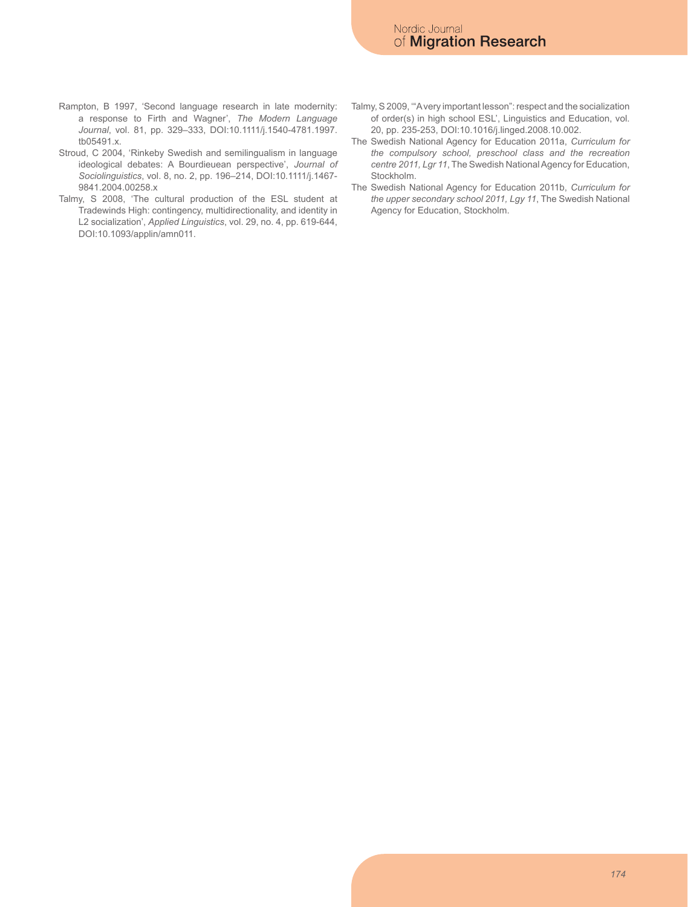Rampton, B 1997, 'Second language research in late modernity: a response to Firth and Wagner', *The Modern Language Journal*, vol. 81, pp. 329–333, DOI:10.1111/j.1540-4781.1997.tb05491.x.

Stroud, C 2004, 'Rinkeby Swedish and semilingualism in language ideological debates: A Bourdieuean perspective', *Journal of Sociolinguistics*, vol. 8, no. 2, pp. 196–214, DOI:10.1111/j.1467-9841.2004.00258.x

Talmy, S 2008, 'The cultural production of the ESL student at Tradewinds High: contingency, multidirectionality, and identity in L2 socialization', *Applied Linguistics*, vol. 29, no. 4, pp. 619-644, DOI:10.1093/applin/amn011.

Talmy, S 2009, '"A very important lesson": respect and the socialization of order(s) in high school ESL', Linguistics and Education, vol. 20, pp. 235-253, DOI:10.1016/j.linged.2008.10.002.

The Swedish National Agency for Education 2011a, *Curriculum for the compulsory school, preschool class and the recreation centre 2011, Lgr 11*, The Swedish National Agency for Education, Stockholm.

The Swedish National Agency for Education 2011b, *Curriculum for the upper secondary school 2011, Lgy 11*, The Swedish National Agency for Education, Stockholm.